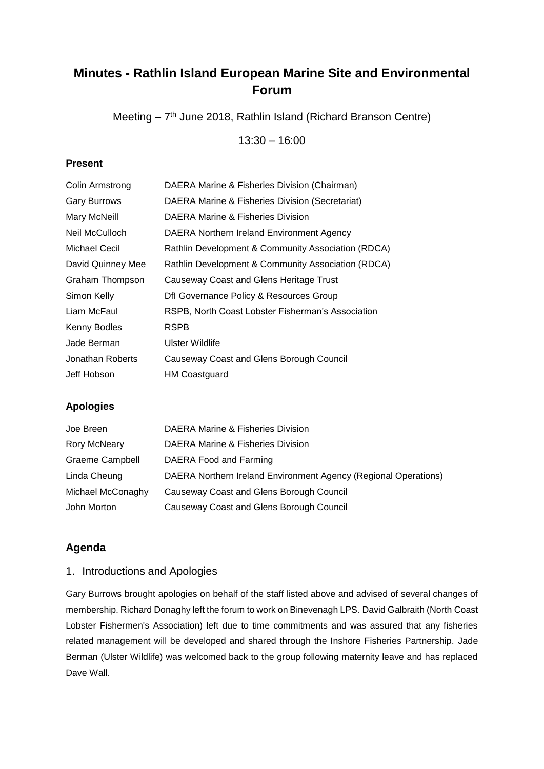# Minutes - Rathlin Island European Marine Site and Environmental Forum

Meeting – 7th June 2018, Rathlin Island (Richard Branson Centre)

13:30 – 16:00

### Present

| | |
|---|---|
| Colin Armstrong | DAERA Marine & Fisheries Division (Chairman) |
| Gary Burrows | DAERA Marine & Fisheries Division (Secretariat) |
| Mary McNeill | DAERA Marine & Fisheries Division |
| Neil McCulloch | DAERA Northern Ireland Environment Agency |
| Michael Cecil | Rathlin Development & Community Association (RDCA) |
| David Quinney Mee | Rathlin Development & Community Association (RDCA) |
| Graham Thompson | Causeway Coast and Glens Heritage Trust |
| Simon Kelly | DfI Governance Policy & Resources Group |
| Liam McFaul | RSPB, North Coast Lobster Fisherman's Association |
| Kenny Bodles | RSPB |
| Jade Berman | Ulster Wildlife |
| Jonathan Roberts | Causeway Coast and Glens Borough Council |
| Jeff Hobson | HM Coastguard |

### Apologies

| | |
|---|---|
| Joe Breen | DAERA Marine & Fisheries Division |
| Rory McNeary | DAERA Marine & Fisheries Division |
| Graeme Campbell | DAERA Food and Farming |
| Linda Cheung | DAERA Northern Ireland Environment Agency (Regional Operations) |
| Michael McConaghy | Causeway Coast and Glens Borough Council |
| John Morton | Causeway Coast and Glens Borough Council |

## Agenda

### 1. Introductions and Apologies

Gary Burrows brought apologies on behalf of the staff listed above and advised of several changes of membership. Richard Donaghy left the forum to work on Binevenagh LPS. David Galbraith (North Coast Lobster Fishermen's Association) left due to time commitments and was assured that any fisheries related management will be developed and shared through the Inshore Fisheries Partnership. Jade Berman (Ulster Wildlife) was welcomed back to the group following maternity leave and has replaced Dave Wall.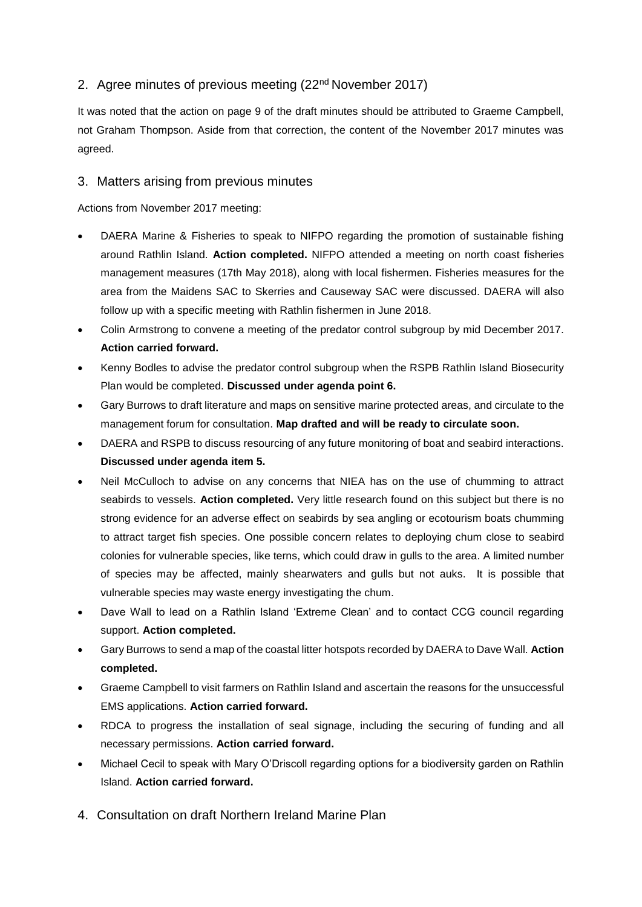## 2. Agree minutes of previous meeting (22nd November 2017)

It was noted that the action on page 9 of the draft minutes should be attributed to Graeme Campbell, not Graham Thompson. Aside from that correction, the content of the November 2017 minutes was agreed.

## 3. Matters arising from previous minutes

Actions from November 2017 meeting:

- DAERA Marine & Fisheries to speak to NIFPO regarding the promotion of sustainable fishing around Rathlin Island. **Action completed.** NIFPO attended a meeting on north coast fisheries management measures (17th May 2018), along with local fishermen. Fisheries measures for the area from the Maidens SAC to Skerries and Causeway SAC were discussed. DAERA will also follow up with a specific meeting with Rathlin fishermen in June 2018.
- Colin Armstrong to convene a meeting of the predator control subgroup by mid December 2017. **Action carried forward.**
- Kenny Bodles to advise the predator control subgroup when the RSPB Rathlin Island Biosecurity Plan would be completed. **Discussed under agenda point 6.**
- Gary Burrows to draft literature and maps on sensitive marine protected areas, and circulate to the management forum for consultation. **Map drafted and will be ready to circulate soon.**
- DAERA and RSPB to discuss resourcing of any future monitoring of boat and seabird interactions. **Discussed under agenda item 5.**
- Neil McCulloch to advise on any concerns that NIEA has on the use of chumming to attract seabirds to vessels. **Action completed.** Very little research found on this subject but there is no strong evidence for an adverse effect on seabirds by sea angling or ecotourism boats chumming to attract target fish species. One possible concern relates to deploying chum close to seabird colonies for vulnerable species, like terns, which could draw in gulls to the area. A limited number of species may be affected, mainly shearwaters and gulls but not auks. It is possible that vulnerable species may waste energy investigating the chum.
- Dave Wall to lead on a Rathlin Island 'Extreme Clean' and to contact CCG council regarding support. **Action completed.**
- Gary Burrows to send a map of the coastal litter hotspots recorded by DAERA to Dave Wall. **Action completed.**
- Graeme Campbell to visit farmers on Rathlin Island and ascertain the reasons for the unsuccessful EMS applications. **Action carried forward.**
- RDCA to progress the installation of seal signage, including the securing of funding and all necessary permissions. **Action carried forward.**
- Michael Cecil to speak with Mary O'Driscoll regarding options for a biodiversity garden on Rathlin Island. **Action carried forward.**

## 4. Consultation on draft Northern Ireland Marine Plan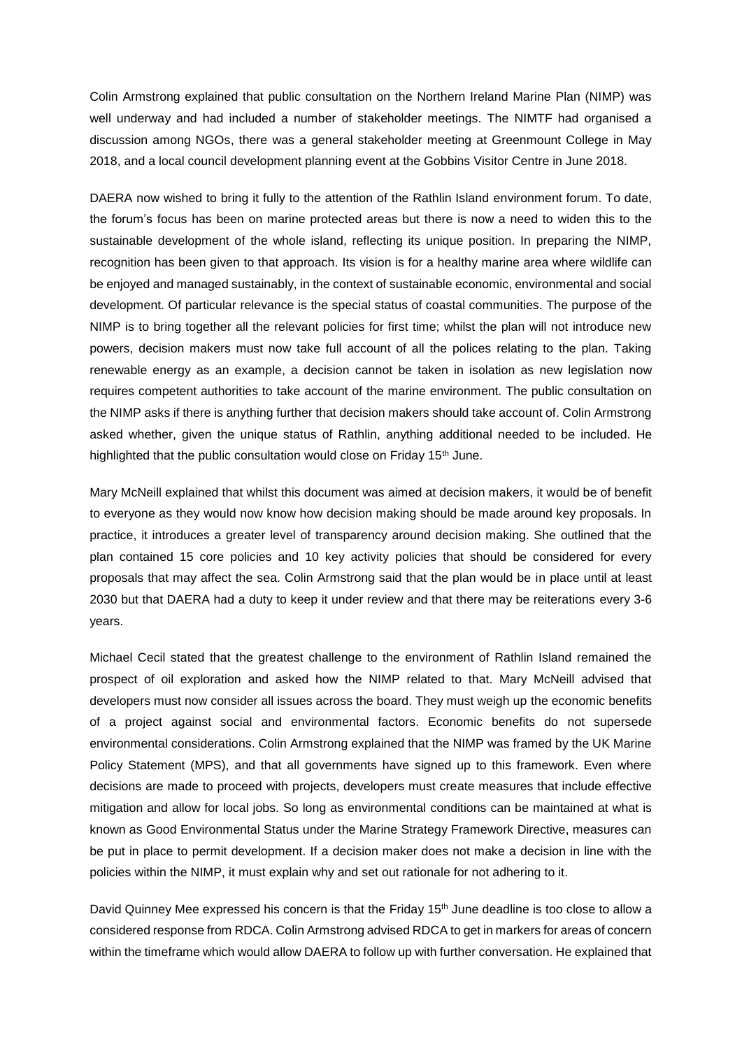Colin Armstrong explained that public consultation on the Northern Ireland Marine Plan (NIMP) was well underway and had included a number of stakeholder meetings. The NIMTF had organised a discussion among NGOs, there was a general stakeholder meeting at Greenmount College in May 2018, and a local council development planning event at the Gobbins Visitor Centre in June 2018.

DAERA now wished to bring it fully to the attention of the Rathlin Island environment forum. To date, the forum's focus has been on marine protected areas but there is now a need to widen this to the sustainable development of the whole island, reflecting its unique position. In preparing the NIMP, recognition has been given to that approach. Its vision is for a healthy marine area where wildlife can be enjoyed and managed sustainably, in the context of sustainable economic, environmental and social development. Of particular relevance is the special status of coastal communities. The purpose of the NIMP is to bring together all the relevant policies for first time; whilst the plan will not introduce new powers, decision makers must now take full account of all the polices relating to the plan. Taking renewable energy as an example, a decision cannot be taken in isolation as new legislation now requires competent authorities to take account of the marine environment. The public consultation on the NIMP asks if there is anything further that decision makers should take account of. Colin Armstrong asked whether, given the unique status of Rathlin, anything additional needed to be included. He highlighted that the public consultation would close on Friday 15th June.

Mary McNeill explained that whilst this document was aimed at decision makers, it would be of benefit to everyone as they would now know how decision making should be made around key proposals. In practice, it introduces a greater level of transparency around decision making. She outlined that the plan contained 15 core policies and 10 key activity policies that should be considered for every proposals that may affect the sea. Colin Armstrong said that the plan would be in place until at least 2030 but that DAERA had a duty to keep it under review and that there may be reiterations every 3-6 years.

Michael Cecil stated that the greatest challenge to the environment of Rathlin Island remained the prospect of oil exploration and asked how the NIMP related to that. Mary McNeill advised that developers must now consider all issues across the board. They must weigh up the economic benefits of a project against social and environmental factors. Economic benefits do not supersede environmental considerations. Colin Armstrong explained that the NIMP was framed by the UK Marine Policy Statement (MPS), and that all governments have signed up to this framework. Even where decisions are made to proceed with projects, developers must create measures that include effective mitigation and allow for local jobs. So long as environmental conditions can be maintained at what is known as Good Environmental Status under the Marine Strategy Framework Directive, measures can be put in place to permit development. If a decision maker does not make a decision in line with the policies within the NIMP, it must explain why and set out rationale for not adhering to it.

David Quinney Mee expressed his concern is that the Friday 15th June deadline is too close to allow a considered response from RDCA. Colin Armstrong advised RDCA to get in markers for areas of concern within the timeframe which would allow DAERA to follow up with further conversation. He explained that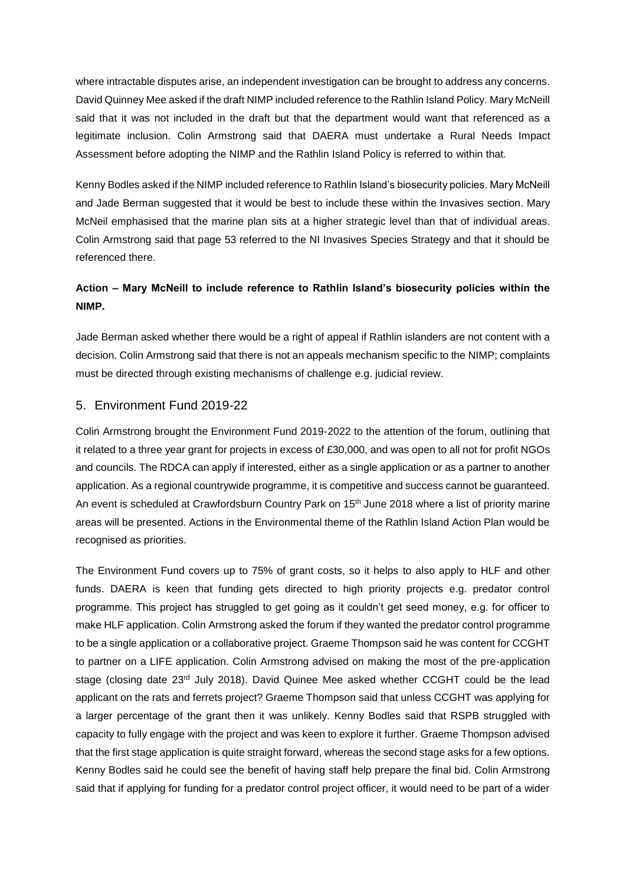where intractable disputes arise, an independent investigation can be brought to address any concerns. David Quinney Mee asked if the draft NIMP included reference to the Rathlin Island Policy. Mary McNeill said that it was not included in the draft but that the department would want that referenced as a legitimate inclusion. Colin Armstrong said that DAERA must undertake a Rural Needs Impact Assessment before adopting the NIMP and the Rathlin Island Policy is referred to within that.

Kenny Bodles asked if the NIMP included reference to Rathlin Island's biosecurity policies. Mary McNeill and Jade Berman suggested that it would be best to include these within the Invasives section. Mary McNeil emphasised that the marine plan sits at a higher strategic level than that of individual areas. Colin Armstrong said that page 53 referred to the NI Invasives Species Strategy and that it should be referenced there.

**Action – Mary McNeill to include reference to Rathlin Island's biosecurity policies within the NIMP.**

Jade Berman asked whether there would be a right of appeal if Rathlin islanders are not content with a decision. Colin Armstrong said that there is not an appeals mechanism specific to the NIMP; complaints must be directed through existing mechanisms of challenge e.g. judicial review.

## 5. Environment Fund 2019-22

Colin Armstrong brought the Environment Fund 2019-2022 to the attention of the forum, outlining that it related to a three year grant for projects in excess of £30,000, and was open to all not for profit NGOs and councils. The RDCA can apply if interested, either as a single application or as a partner to another application. As a regional countrywide programme, it is competitive and success cannot be guaranteed. An event is scheduled at Crawfordsburn Country Park on 15th June 2018 where a list of priority marine areas will be presented. Actions in the Environmental theme of the Rathlin Island Action Plan would be recognised as priorities.

The Environment Fund covers up to 75% of grant costs, so it helps to also apply to HLF and other funds. DAERA is keen that funding gets directed to high priority projects e.g. predator control programme. This project has struggled to get going as it couldn't get seed money, e.g. for officer to make HLF application. Colin Armstrong asked the forum if they wanted the predator control programme to be a single application or a collaborative project. Graeme Thompson said he was content for CCGHT to partner on a LIFE application. Colin Armstrong advised on making the most of the pre-application stage (closing date 23rd July 2018). David Quinee Mee asked whether CCGHT could be the lead applicant on the rats and ferrets project? Graeme Thompson said that unless CCGHT was applying for a larger percentage of the grant then it was unlikely. Kenny Bodles said that RSPB struggled with capacity to fully engage with the project and was keen to explore it further. Graeme Thompson advised that the first stage application is quite straight forward, whereas the second stage asks for a few options. Kenny Bodles said he could see the benefit of having staff help prepare the final bid. Colin Armstrong said that if applying for funding for a predator control project officer, it would need to be part of a wider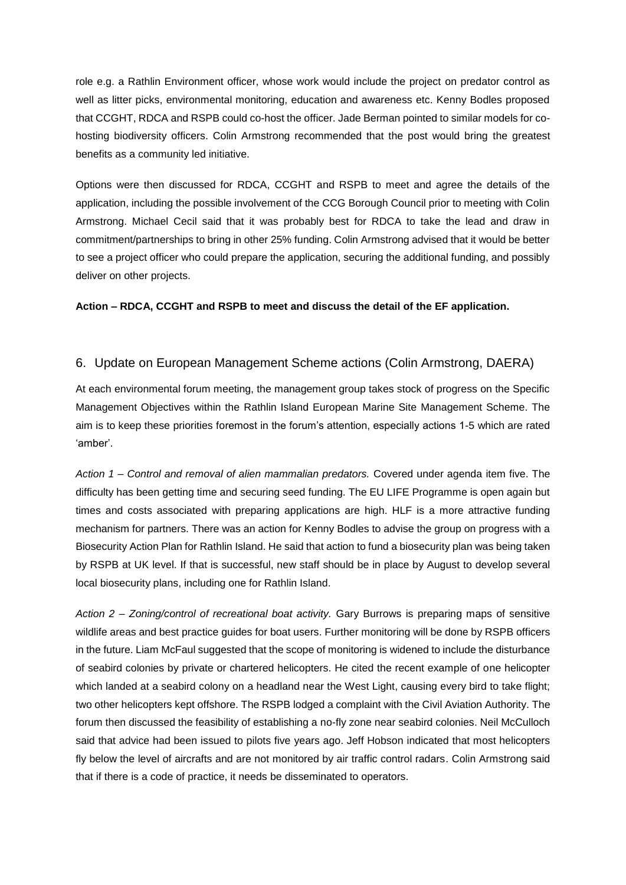role e.g. a Rathlin Environment officer, whose work would include the project on predator control as well as litter picks, environmental monitoring, education and awareness etc. Kenny Bodles proposed that CCGHT, RDCA and RSPB could co-host the officer. Jade Berman pointed to similar models for co-hosting biodiversity officers. Colin Armstrong recommended that the post would bring the greatest benefits as a community led initiative.

Options were then discussed for RDCA, CCGHT and RSPB to meet and agree the details of the application, including the possible involvement of the CCG Borough Council prior to meeting with Colin Armstrong. Michael Cecil said that it was probably best for RDCA to take the lead and draw in commitment/partnerships to bring in other 25% funding. Colin Armstrong advised that it would be better to see a project officer who could prepare the application, securing the additional funding, and possibly deliver on other projects.

**Action – RDCA, CCGHT and RSPB to meet and discuss the detail of the EF application.**

## 6. Update on European Management Scheme actions (Colin Armstrong, DAERA)

At each environmental forum meeting, the management group takes stock of progress on the Specific Management Objectives within the Rathlin Island European Marine Site Management Scheme. The aim is to keep these priorities foremost in the forum's attention, especially actions 1-5 which are rated 'amber'.

*Action 1 – Control and removal of alien mammalian predators.* Covered under agenda item five. The difficulty has been getting time and securing seed funding. The EU LIFE Programme is open again but times and costs associated with preparing applications are high. HLF is a more attractive funding mechanism for partners. There was an action for Kenny Bodles to advise the group on progress with a Biosecurity Action Plan for Rathlin Island. He said that action to fund a biosecurity plan was being taken by RSPB at UK level. If that is successful, new staff should be in place by August to develop several local biosecurity plans, including one for Rathlin Island.

*Action 2 – Zoning/control of recreational boat activity.* Gary Burrows is preparing maps of sensitive wildlife areas and best practice guides for boat users. Further monitoring will be done by RSPB officers in the future. Liam McFaul suggested that the scope of monitoring is widened to include the disturbance of seabird colonies by private or chartered helicopters. He cited the recent example of one helicopter which landed at a seabird colony on a headland near the West Light, causing every bird to take flight; two other helicopters kept offshore. The RSPB lodged a complaint with the Civil Aviation Authority. The forum then discussed the feasibility of establishing a no-fly zone near seabird colonies. Neil McCulloch said that advice had been issued to pilots five years ago. Jeff Hobson indicated that most helicopters fly below the level of aircrafts and are not monitored by air traffic control radars. Colin Armstrong said that if there is a code of practice, it needs be disseminated to operators.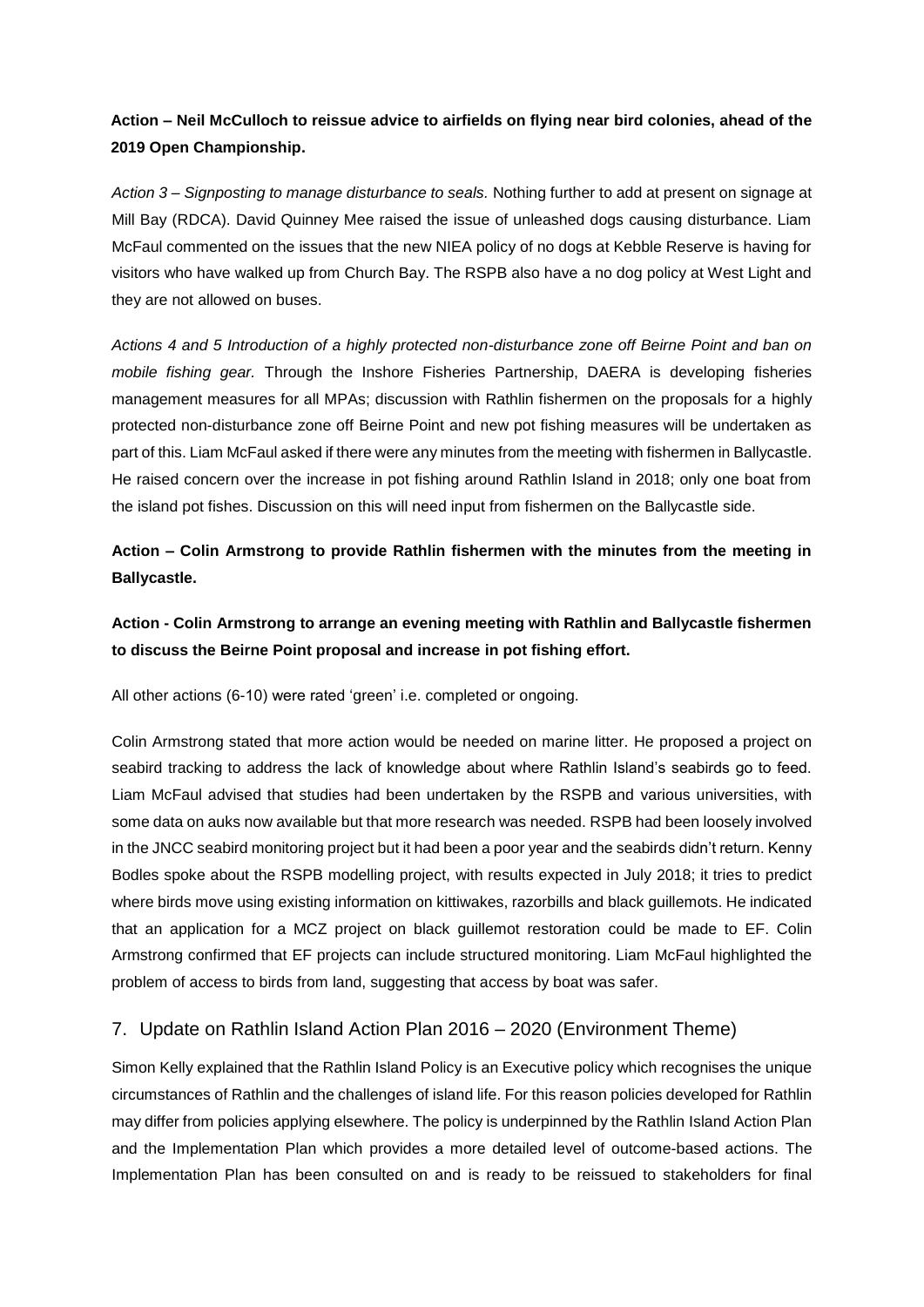**Action – Neil McCulloch to reissue advice to airfields on flying near bird colonies, ahead of the 2019 Open Championship.**

*Action 3 – Signposting to manage disturbance to seals.* Nothing further to add at present on signage at Mill Bay (RDCA). David Quinney Mee raised the issue of unleashed dogs causing disturbance. Liam McFaul commented on the issues that the new NIEA policy of no dogs at Kebble Reserve is having for visitors who have walked up from Church Bay. The RSPB also have a no dog policy at West Light and they are not allowed on buses.

*Actions 4 and 5 Introduction of a highly protected non-disturbance zone off Beirne Point and ban on mobile fishing gear.* Through the Inshore Fisheries Partnership, DAERA is developing fisheries management measures for all MPAs; discussion with Rathlin fishermen on the proposals for a highly protected non-disturbance zone off Beirne Point and new pot fishing measures will be undertaken as part of this. Liam McFaul asked if there were any minutes from the meeting with fishermen in Ballycastle. He raised concern over the increase in pot fishing around Rathlin Island in 2018; only one boat from the island pot fishes. Discussion on this will need input from fishermen on the Ballycastle side.

**Action – Colin Armstrong to provide Rathlin fishermen with the minutes from the meeting in Ballycastle.**

**Action - Colin Armstrong to arrange an evening meeting with Rathlin and Ballycastle fishermen to discuss the Beirne Point proposal and increase in pot fishing effort.**

All other actions (6-10) were rated 'green' i.e. completed or ongoing.

Colin Armstrong stated that more action would be needed on marine litter. He proposed a project on seabird tracking to address the lack of knowledge about where Rathlin Island's seabirds go to feed. Liam McFaul advised that studies had been undertaken by the RSPB and various universities, with some data on auks now available but that more research was needed. RSPB had been loosely involved in the JNCC seabird monitoring project but it had been a poor year and the seabirds didn't return. Kenny Bodles spoke about the RSPB modelling project, with results expected in July 2018; it tries to predict where birds move using existing information on kittiwakes, razorbills and black guillemots. He indicated that an application for a MCZ project on black guillemot restoration could be made to EF. Colin Armstrong confirmed that EF projects can include structured monitoring. Liam McFaul highlighted the problem of access to birds from land, suggesting that access by boat was safer.

## 7. Update on Rathlin Island Action Plan 2016 – 2020 (Environment Theme)

Simon Kelly explained that the Rathlin Island Policy is an Executive policy which recognises the unique circumstances of Rathlin and the challenges of island life. For this reason policies developed for Rathlin may differ from policies applying elsewhere. The policy is underpinned by the Rathlin Island Action Plan and the Implementation Plan which provides a more detailed level of outcome-based actions. The Implementation Plan has been consulted on and is ready to be reissued to stakeholders for final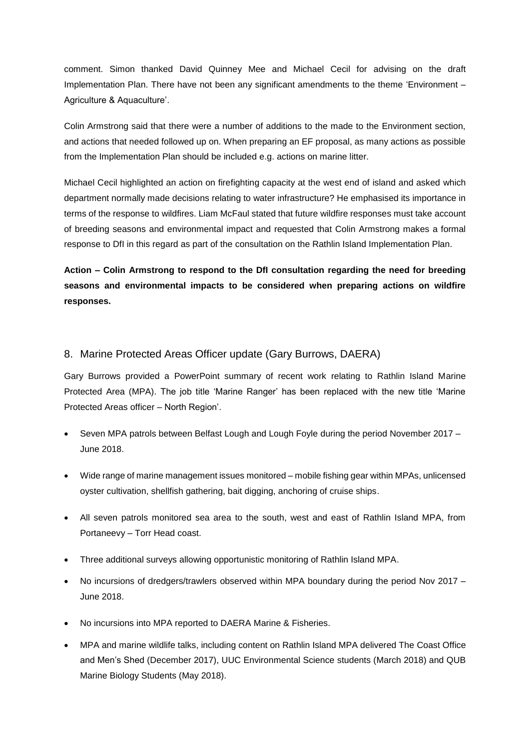comment. Simon thanked David Quinney Mee and Michael Cecil for advising on the draft Implementation Plan. There have not been any significant amendments to the theme 'Environment – Agriculture & Aquaculture'.

Colin Armstrong said that there were a number of additions to the made to the Environment section, and actions that needed followed up on. When preparing an EF proposal, as many actions as possible from the Implementation Plan should be included e.g. actions on marine litter.

Michael Cecil highlighted an action on firefighting capacity at the west end of island and asked which department normally made decisions relating to water infrastructure? He emphasised its importance in terms of the response to wildfires. Liam McFaul stated that future wildfire responses must take account of breeding seasons and environmental impact and requested that Colin Armstrong makes a formal response to DfI in this regard as part of the consultation on the Rathlin Island Implementation Plan.

**Action – Colin Armstrong to respond to the DfI consultation regarding the need for breeding seasons and environmental impacts to be considered when preparing actions on wildfire responses.**

## 8. Marine Protected Areas Officer update (Gary Burrows, DAERA)

Gary Burrows provided a PowerPoint summary of recent work relating to Rathlin Island Marine Protected Area (MPA). The job title 'Marine Ranger' has been replaced with the new title 'Marine Protected Areas officer – North Region'.

- Seven MPA patrols between Belfast Lough and Lough Foyle during the period November 2017 – June 2018.
- Wide range of marine management issues monitored – mobile fishing gear within MPAs, unlicensed oyster cultivation, shellfish gathering, bait digging, anchoring of cruise ships.
- All seven patrols monitored sea area to the south, west and east of Rathlin Island MPA, from Portaneevy – Torr Head coast.
- Three additional surveys allowing opportunistic monitoring of Rathlin Island MPA.
- No incursions of dredgers/trawlers observed within MPA boundary during the period Nov 2017 – June 2018.
- No incursions into MPA reported to DAERA Marine & Fisheries.
- MPA and marine wildlife talks, including content on Rathlin Island MPA delivered The Coast Office and Men's Shed (December 2017), UUC Environmental Science students (March 2018) and QUB Marine Biology Students (May 2018).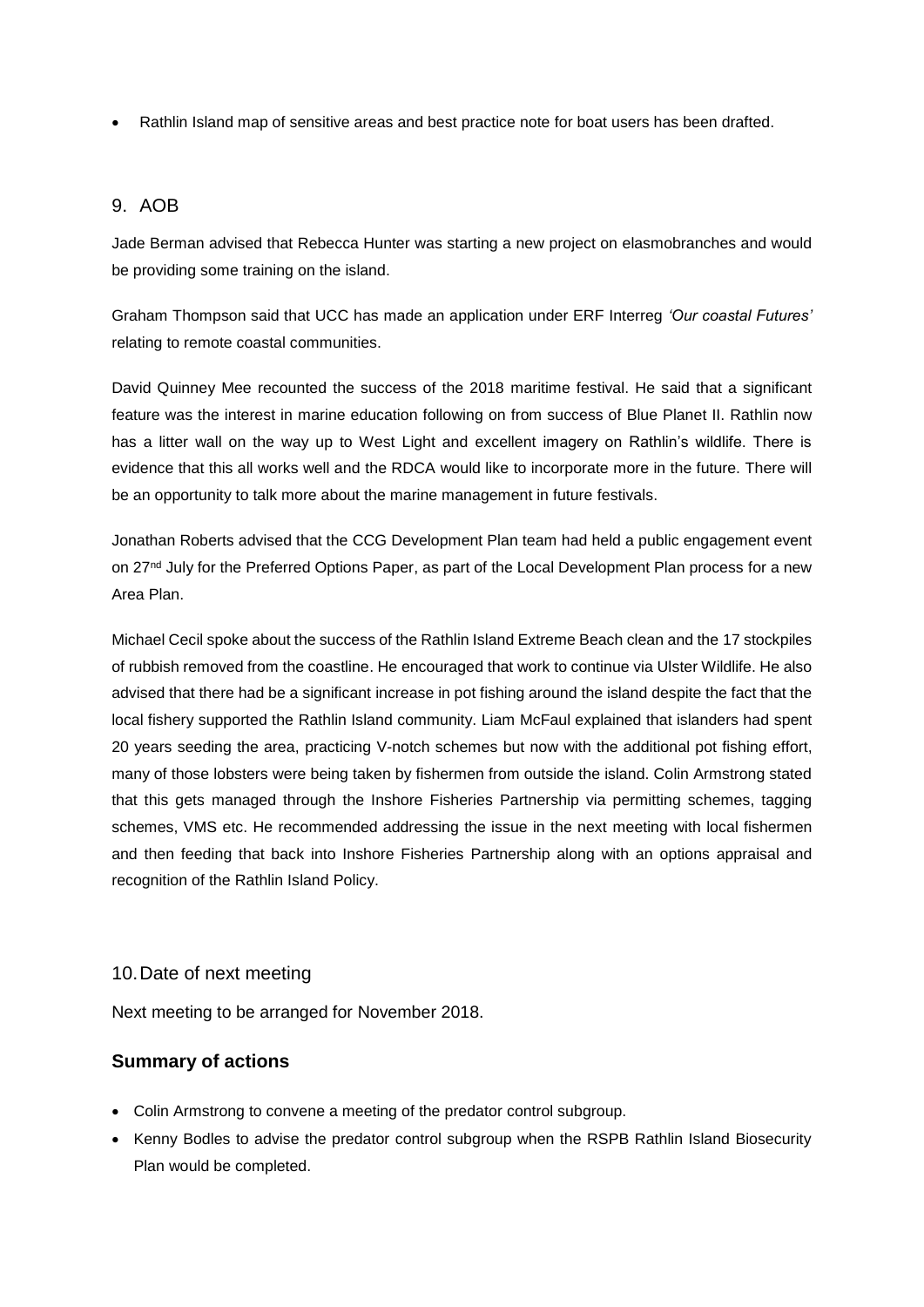- Rathlin Island map of sensitive areas and best practice note for boat users has been drafted.

## 9. AOB

Jade Berman advised that Rebecca Hunter was starting a new project on elasmobranches and would be providing some training on the island.

Graham Thompson said that UCC has made an application under ERF Interreg *'Our coastal Futures'* relating to remote coastal communities.

David Quinney Mee recounted the success of the 2018 maritime festival. He said that a significant feature was the interest in marine education following on from success of Blue Planet II. Rathlin now has a litter wall on the way up to West Light and excellent imagery on Rathlin's wildlife. There is evidence that this all works well and the RDCA would like to incorporate more in the future. There will be an opportunity to talk more about the marine management in future festivals.

Jonathan Roberts advised that the CCG Development Plan team had held a public engagement event on 27th July for the Preferred Options Paper, as part of the Local Development Plan process for a new Area Plan.

Michael Cecil spoke about the success of the Rathlin Island Extreme Beach clean and the 17 stockpiles of rubbish removed from the coastline. He encouraged that work to continue via Ulster Wildlife. He also advised that there had be a significant increase in pot fishing around the island despite the fact that the local fishery supported the Rathlin Island community. Liam McFaul explained that islanders had spent 20 years seeding the area, practicing V-notch schemes but now with the additional pot fishing effort, many of those lobsters were being taken by fishermen from outside the island. Colin Armstrong stated that this gets managed through the Inshore Fisheries Partnership via permitting schemes, tagging schemes, VMS etc. He recommended addressing the issue in the next meeting with local fishermen and then feeding that back into Inshore Fisheries Partnership along with an options appraisal and recognition of the Rathlin Island Policy.

## 10. Date of next meeting

Next meeting to be arranged for November 2018.

### Summary of actions

- Colin Armstrong to convene a meeting of the predator control subgroup.
- Kenny Bodles to advise the predator control subgroup when the RSPB Rathlin Island Biosecurity Plan would be completed.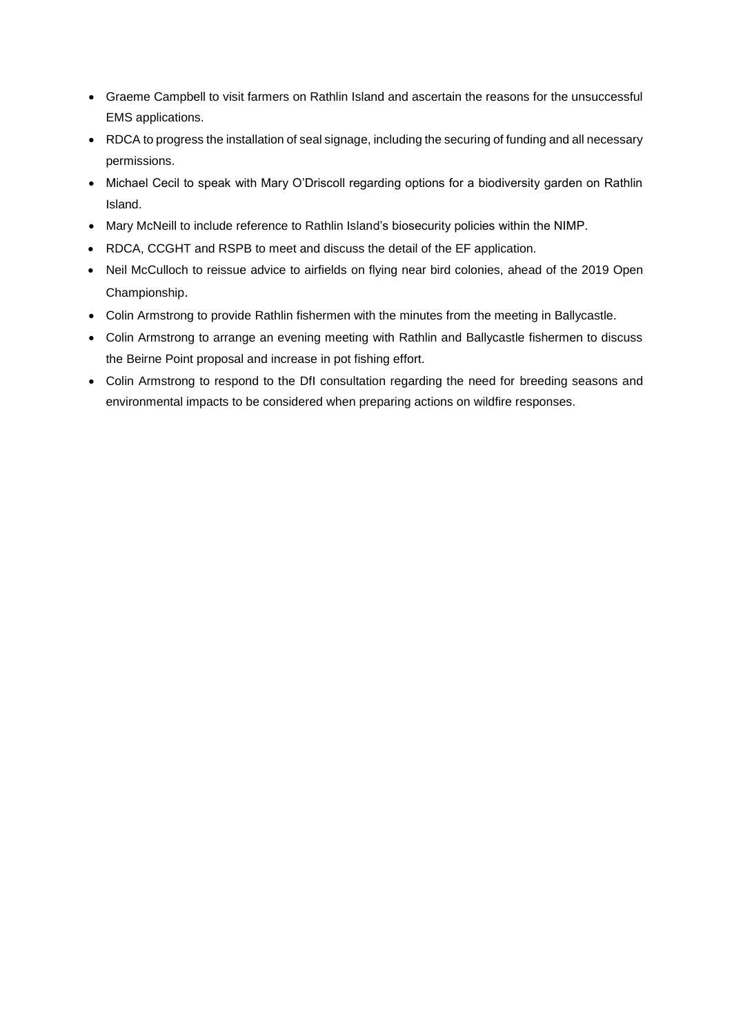- Graeme Campbell to visit farmers on Rathlin Island and ascertain the reasons for the unsuccessful EMS applications.
- RDCA to progress the installation of seal signage, including the securing of funding and all necessary permissions.
- Michael Cecil to speak with Mary O'Driscoll regarding options for a biodiversity garden on Rathlin Island.
- Mary McNeill to include reference to Rathlin Island's biosecurity policies within the NIMP.
- RDCA, CCGHT and RSPB to meet and discuss the detail of the EF application.
- Neil McCulloch to reissue advice to airfields on flying near bird colonies, ahead of the 2019 Open Championship.
- Colin Armstrong to provide Rathlin fishermen with the minutes from the meeting in Ballycastle.
- Colin Armstrong to arrange an evening meeting with Rathlin and Ballycastle fishermen to discuss the Beirne Point proposal and increase in pot fishing effort.
- Colin Armstrong to respond to the DfI consultation regarding the need for breeding seasons and environmental impacts to be considered when preparing actions on wildfire responses.